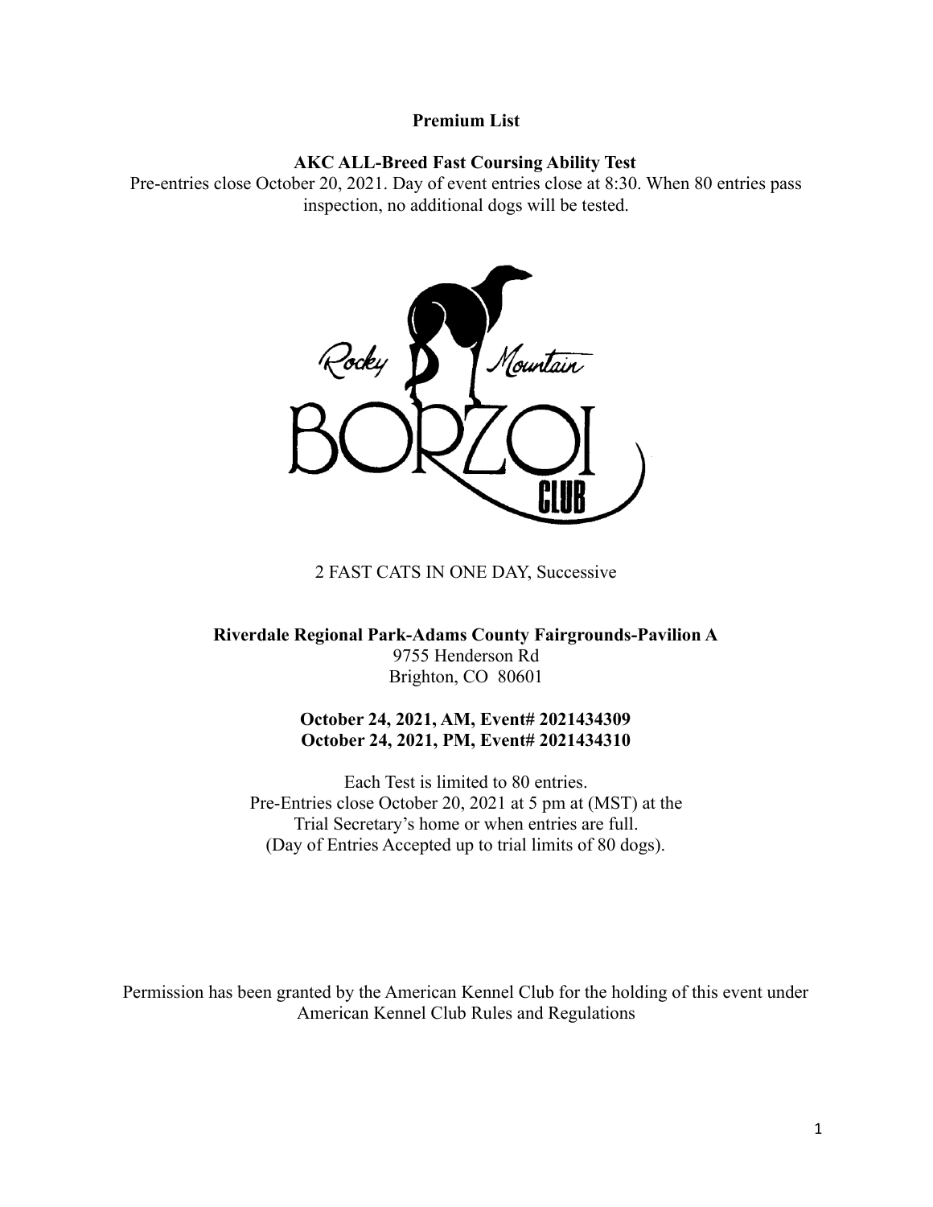**Premium List**

**AKC ALL-Breed Fast Coursing Ability Test**

Pre-entries close October 20, 2021. Day of event entries close at 8:30. When 80 entries pass inspection, no additional dogs will be tested.

Rocky Mountain BORZOI CLUB

2 FAST CATS IN ONE DAY, Successive

**Riverdale Regional Park-Adams County Fairgrounds-Pavilion A**

9755 Henderson Rd

Brighton, CO 80601

**October 24, 2021, AM, Event# 2021434309**

**October 24, 2021, PM, Event# 2021434310**

Each Test is limited to 80 entries.

Pre-Entries close October 20, 2021 at 5 pm at (MST) at the Trial Secretary's home or when entries are full.

(Day of Entries Accepted up to trial limits of 80 dogs).

Permission has been granted by the American Kennel Club for the holding of this event under American Kennel Club Rules and Regulations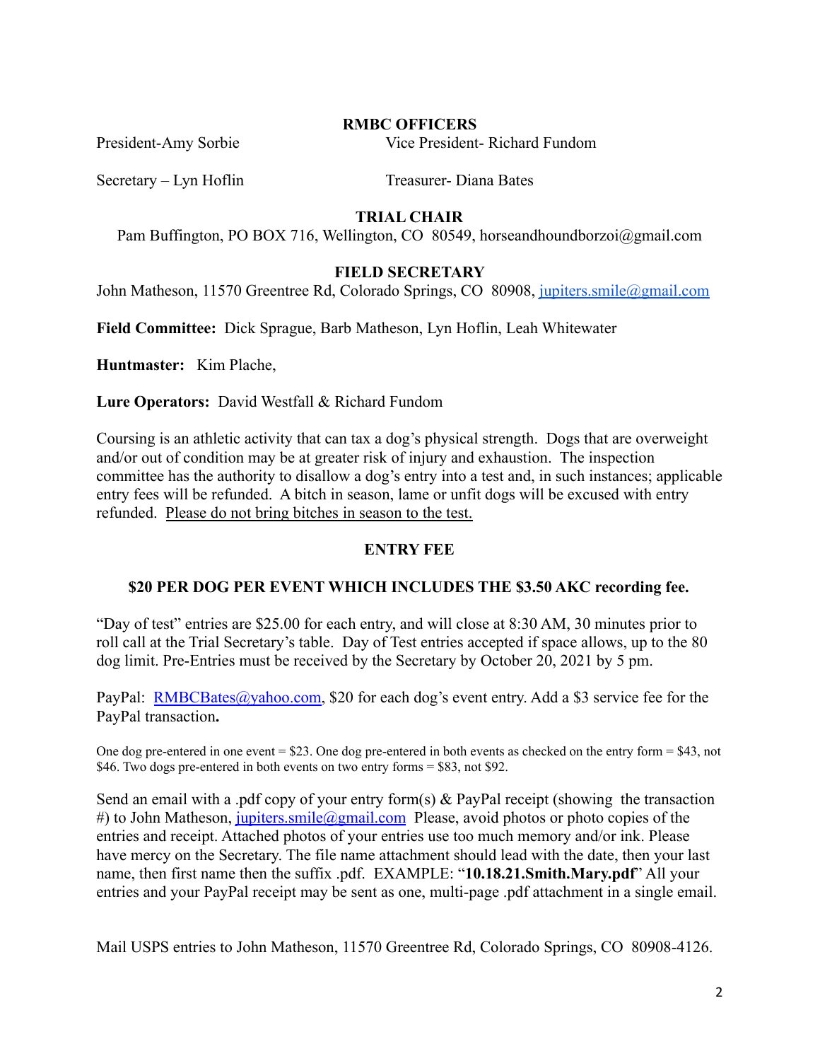## RMBC OFFICERS

President-Amy Sorbie

Vice President- Richard Fundom

Secretary – Lyn Hoflin

Treasurer- Diana Bates

## TRIAL CHAIR

Pam Buffington, PO BOX 716, Wellington, CO 80549, horseandhoundborzoi@gmail.com

## FIELD SECRETARY

John Matheson, 11570 Greentree Rd, Colorado Springs, CO 80908, jupiters.smile@gmail.com

**Field Committee:** Dick Sprague, Barb Matheson, Lyn Hoflin, Leah Whitewater

**Huntmaster:** Kim Plache,

**Lure Operators:** David Westfall & Richard Fundom

Coursing is an athletic activity that can tax a dog's physical strength. Dogs that are overweight and/or out of condition may be at greater risk of injury and exhaustion. The inspection committee has the authority to disallow a dog's entry into a test and, in such instances; applicable entry fees will be refunded. A bitch in season, lame or unfit dogs will be excused with entry refunded. Please do not bring bitches in season to the test.

## ENTRY FEE

**$20 PER DOG PER EVENT WHICH INCLUDES THE $3.50 AKC recording fee.**

"Day of test" entries are $25.00 for each entry, and will close at 8:30 AM, 30 minutes prior to roll call at the Trial Secretary's table. Day of Test entries accepted if space allows, up to the 80 dog limit. Pre-Entries must be received by the Secretary by October 20, 2021 by 5 pm.

PayPal: RMBCBates@yahoo.com, $20 for each dog's event entry. Add a $3 service fee for the PayPal transaction**.**

One dog pre-entered in one event = $23. One dog pre-entered in both events as checked on the entry form = $43, not $46. Two dogs pre-entered in both events on two entry forms = $83, not $92.

Send an email with a .pdf copy of your entry form(s) & PayPal receipt (showing the transaction #) to John Matheson, jupiters.smile@gmail.com Please, avoid photos or photo copies of the entries and receipt. Attached photos of your entries use too much memory and/or ink. Please have mercy on the Secretary. The file name attachment should lead with the date, then your last name, then first name then the suffix .pdf. EXAMPLE: "**10.18.21.Smith.Mary.pdf**" All your entries and your PayPal receipt may be sent as one, multi-page .pdf attachment in a single email.

Mail USPS entries to John Matheson, 11570 Greentree Rd, Colorado Springs, CO 80908-4126.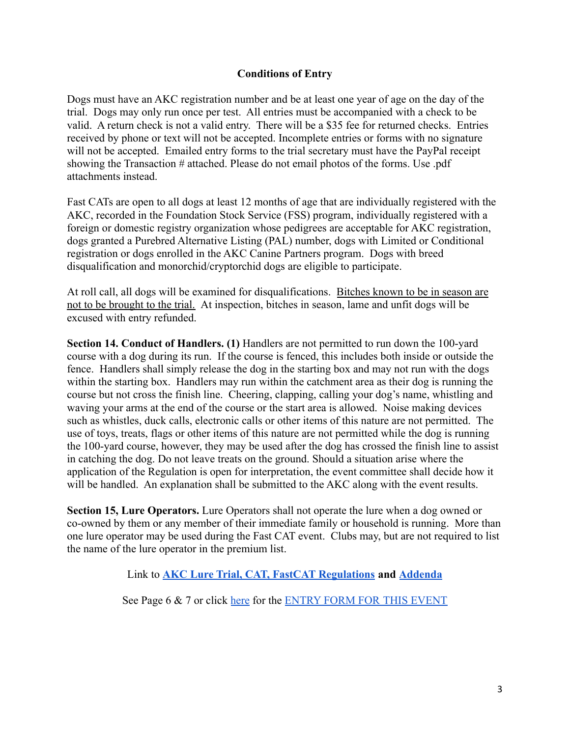## Conditions of Entry

Dogs must have an AKC registration number and be at least one year of age on the day of the trial. Dogs may only run once per test. All entries must be accompanied with a check to be valid. A return check is not a valid entry. There will be a $35 fee for returned checks. Entries received by phone or text will not be accepted. Incomplete entries or forms with no signature will not be accepted. Emailed entry forms to the trial secretary must have the PayPal receipt showing the Transaction # attached. Please do not email photos of the forms. Use .pdf attachments instead.

Fast CATs are open to all dogs at least 12 months of age that are individually registered with the AKC, recorded in the Foundation Stock Service (FSS) program, individually registered with a foreign or domestic registry organization whose pedigrees are acceptable for AKC registration, dogs granted a Purebred Alternative Listing (PAL) number, dogs with Limited or Conditional registration or dogs enrolled in the AKC Canine Partners program. Dogs with breed disqualification and monorchid/cryptorchid dogs are eligible to participate.

At roll call, all dogs will be examined for disqualifications. Bitches known to be in season are not to be brought to the trial. At inspection, bitches in season, lame and unfit dogs will be excused with entry refunded.

**Section 14. Conduct of Handlers. (1)** Handlers are not permitted to run down the 100-yard course with a dog during its run. If the course is fenced, this includes both inside or outside the fence. Handlers shall simply release the dog in the starting box and may not run with the dogs within the starting box. Handlers may run within the catchment area as their dog is running the course but not cross the finish line. Cheering, clapping, calling your dog's name, whistling and waving your arms at the end of the course or the start area is allowed. Noise making devices such as whistles, duck calls, electronic calls or other items of this nature are not permitted. The use of toys, treats, flags or other items of this nature are not permitted while the dog is running the 100-yard course, however, they may be used after the dog has crossed the finish line to assist in catching the dog. Do not leave treats on the ground. Should a situation arise where the application of the Regulation is open for interpretation, the event committee shall decide how it will be handled. An explanation shall be submitted to the AKC along with the event results.

**Section 15, Lure Operators.** Lure Operators shall not operate the lure when a dog owned or co-owned by them or any member of their immediate family or household is running. More than one lure operator may be used during the Fast CAT event. Clubs may, but are not required to list the name of the lure operator in the premium list.

Link to **AKC Lure Trial, CAT, FastCAT Regulations** and **Addenda**

See Page 6 & 7 or click here for the ENTRY FORM FOR THIS EVENT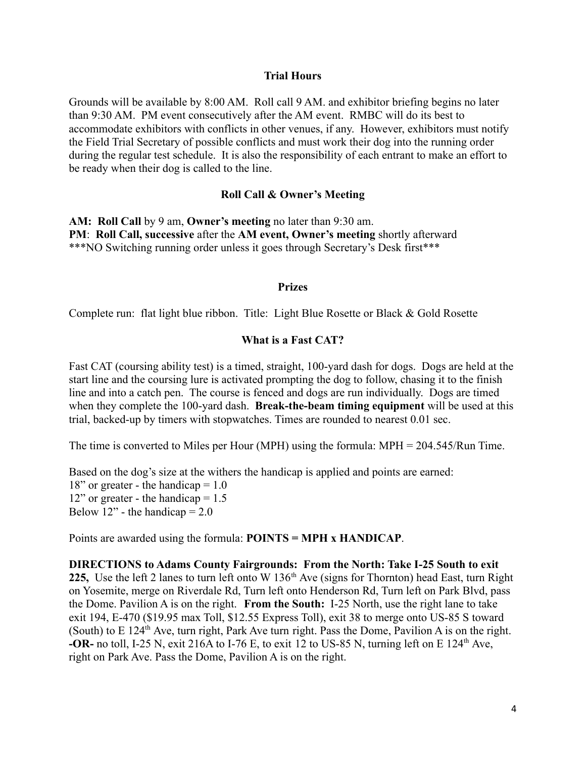## Trial Hours

Grounds will be available by 8:00 AM. Roll call 9 AM. and exhibitor briefing begins no later than 9:30 AM. PM event consecutively after the AM event. RMBC will do its best to accommodate exhibitors with conflicts in other venues, if any. However, exhibitors must notify the Field Trial Secretary of possible conflicts and must work their dog into the running order during the regular test schedule. It is also the responsibility of each entrant to make an effort to be ready when their dog is called to the line.

## Roll Call & Owner's Meeting

**AM: Roll Call** by 9 am, **Owner's meeting** no later than 9:30 am.
**PM**: **Roll Call, successive** after the **AM event, Owner's meeting** shortly afterward
***NO Switching running order unless it goes through Secretary's Desk first***

## Prizes

Complete run: flat light blue ribbon. Title: Light Blue Rosette or Black & Gold Rosette

## What is a Fast CAT?

Fast CAT (coursing ability test) is a timed, straight, 100-yard dash for dogs. Dogs are held at the start line and the coursing lure is activated prompting the dog to follow, chasing it to the finish line and into a catch pen. The course is fenced and dogs are run individually. Dogs are timed when they complete the 100-yard dash. **Break-the-beam timing equipment** will be used at this trial, backed-up by timers with stopwatches. Times are rounded to nearest 0.01 sec.

The time is converted to Miles per Hour (MPH) using the formula: MPH = 204.545/Run Time.

Based on the dog's size at the withers the handicap is applied and points are earned:
18" or greater - the handicap = 1.0
12" or greater - the handicap = 1.5
Below 12" - the handicap = 2.0

Points are awarded using the formula: **POINTS = MPH x HANDICAP**.

**DIRECTIONS to Adams County Fairgrounds: From the North: Take I-25 South to exit 225,** Use the left 2 lanes to turn left onto W 136th Ave (signs for Thornton) head East, turn Right on Yosemite, merge on Riverdale Rd, Turn left onto Henderson Rd, Turn left on Park Blvd, pass the Dome. Pavilion A is on the right. **From the South:** I-25 North, use the right lane to take exit 194, E-470 ($19.95 max Toll, $12.55 Express Toll), exit 38 to merge onto US-85 S toward (South) to E 124th Ave, turn right, Park Ave turn right. Pass the Dome, Pavilion A is on the right. **-OR-** no toll, I-25 N, exit 216A to I-76 E, to exit 12 to US-85 N, turning left on E 124th Ave, right on Park Ave. Pass the Dome, Pavilion A is on the right.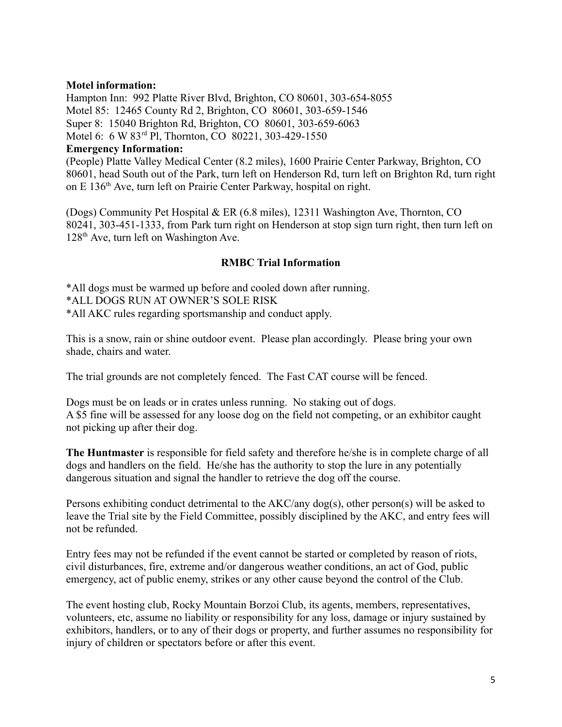**Motel information:**

Hampton Inn: 992 Platte River Blvd, Brighton, CO 80601, 303-654-8055
Motel 85: 12465 County Rd 2, Brighton, CO 80601, 303-659-1546
Super 8: 15040 Brighton Rd, Brighton, CO 80601, 303-659-6063
Motel 6: 6 W 83rd Pl, Thornton, CO 80221, 303-429-1550

**Emergency Information:**

(People) Platte Valley Medical Center (8.2 miles), 1600 Prairie Center Parkway, Brighton, CO 80601, head South out of the Park, turn left on Henderson Rd, turn left on Brighton Rd, turn right on E 136th Ave, turn left on Prairie Center Parkway, hospital on right.

(Dogs) Community Pet Hospital & ER (6.8 miles), 12311 Washington Ave, Thornton, CO 80241, 303-451-1333, from Park turn right on Henderson at stop sign turn right, then turn left on 128th Ave, turn left on Washington Ave.

**RMBC Trial Information**

*All dogs must be warmed up before and cooled down after running.
*ALL DOGS RUN AT OWNER'S SOLE RISK
*All AKC rules regarding sportsmanship and conduct apply.

This is a snow, rain or shine outdoor event. Please plan accordingly. Please bring your own shade, chairs and water.

The trial grounds are not completely fenced. The Fast CAT course will be fenced.

Dogs must be on leads or in crates unless running. No staking out of dogs.
A $5 fine will be assessed for any loose dog on the field not competing, or an exhibitor caught not picking up after their dog.

**The Huntmaster** is responsible for field safety and therefore he/she is in complete charge of all dogs and handlers on the field. He/she has the authority to stop the lure in any potentially dangerous situation and signal the handler to retrieve the dog off the course.

Persons exhibiting conduct detrimental to the AKC/any dog(s), other person(s) will be asked to leave the Trial site by the Field Committee, possibly disciplined by the AKC, and entry fees will not be refunded.

Entry fees may not be refunded if the event cannot be started or completed by reason of riots, civil disturbances, fire, extreme and/or dangerous weather conditions, an act of God, public emergency, act of public enemy, strikes or any other cause beyond the control of the Club.

The event hosting club, Rocky Mountain Borzoi Club, its agents, members, representatives, volunteers, etc, assume no liability or responsibility for any loss, damage or injury sustained by exhibitors, handlers, or to any of their dogs or property, and further assumes no responsibility for injury of children or spectators before or after this event.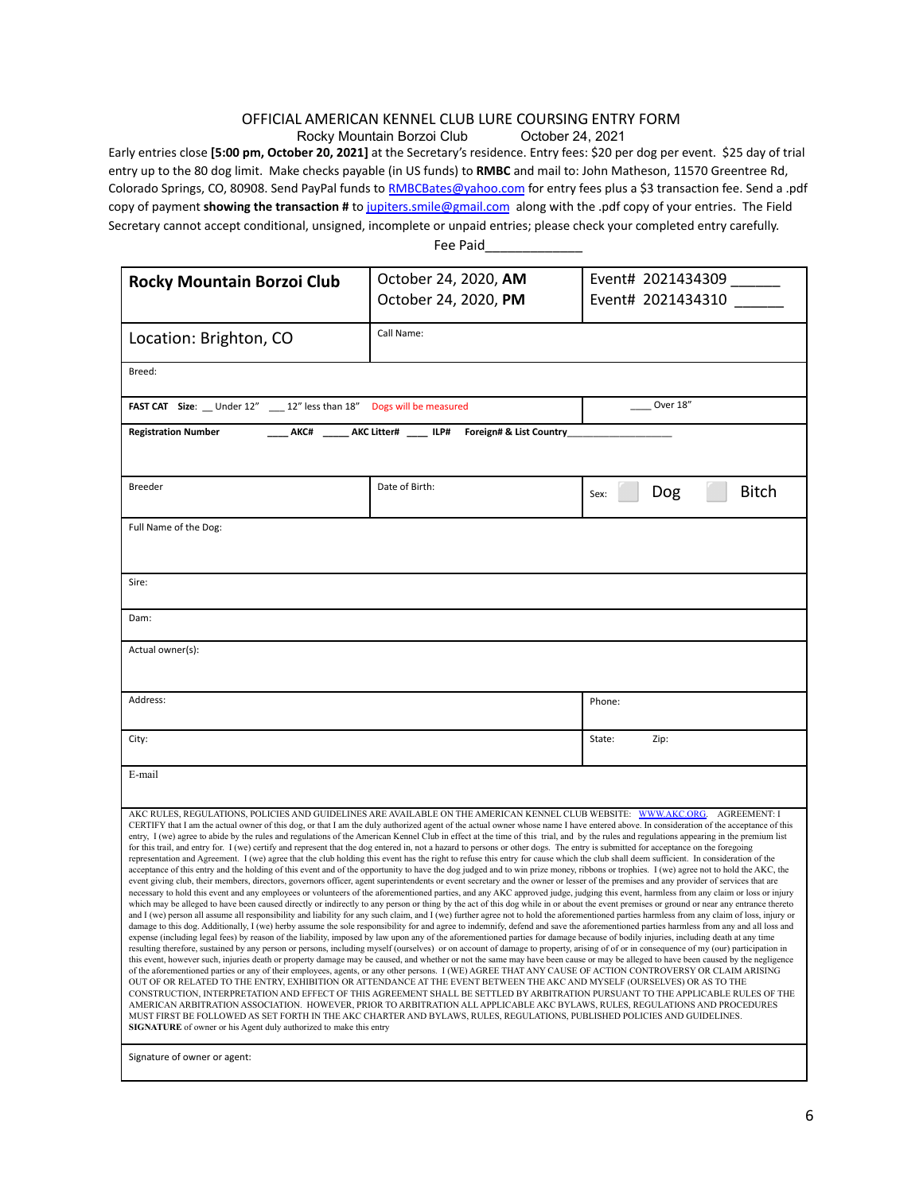# OFFICIAL AMERICAN KENNEL CLUB LURE COURSING ENTRY FORM

Rocky Mountain Borzoi Club October 24, 2021

Early entries close **[5:00 pm, October 20, 2021]** at the Secretary's residence. Entry fees: $20 per dog per event. $25 day of trial entry up to the 80 dog limit. Make checks payable (in US funds) to **RMBC** and mail to: John Matheson, 11570 Greentree Rd, Colorado Springs, CO, 80908. Send PayPal funds to RMBCBates@yahoo.com for entry fees plus a $3 transaction fee. Send a .pdf copy of payment **showing the transaction #** to jupiters.smile@gmail.com along with the .pdf copy of your entries. The Field Secretary cannot accept conditional, unsigned, incomplete or unpaid entries; please check your completed entry carefully.

Fee Paid_____________

| **Rocky Mountain Borzoi Club** | October 24, 2020, **AM**<br>October 24, 2020, **PM** | Event# 2021434309 ______<br>Event# 2021434310 ______ |
|---|---|---|
| Location: Brighton, CO | Call Name: | |
| Breed: | | |
| **FAST CAT Size**: __ Under 12" ___ 12" less than 18" Dogs will be measured | | ____ Over 18" |
| **Registration Number** ____ **AKC#** _____ **AKC Litter#** ____ **ILP#** **Foreign# & List Country**__________________ | | |
| Breeder | Date of Birth: | Sex: ☐ Dog ☐ Bitch |
| Full Name of the Dog: | | |
| Sire: | | |
| Dam: | | |
| Actual owner(s): | | |
| Address: | | Phone: |
| City: | | State: Zip: |
| E-mail | | |

AKC RULES, REGULATIONS, POLICIES AND GUIDELINES ARE AVAILABLE ON THE AMERICAN KENNEL CLUB WEBSITE: WWW.AKC.ORG. AGREEMENT: I CERTIFY that I am the actual owner of this dog, or that I am the duly authorized agent of the actual owner whose name I have entered above. In consideration of the acceptance of this entry, I (we) agree to abide by the rules and regulations of the American Kennel Club in effect at the time of this trial, and by the rules and regulations appearing in the premium list for this trail, and entry for. I (we) certify and represent that the dog entered in, not a hazard to persons or other dogs. The entry is submitted for acceptance on the foregoing representation and Agreement. I (we) agree that the club holding this event has the right to refuse this entry for cause which the club shall deem sufficient. In consideration of the acceptance of this entry and the holding of this event and of the opportunity to have the dog judged and to win prize money, ribbons or trophies. I (we) agree not to hold the AKC, the event giving club, their members, directors, governors officer, agent superintendents or event secretary and the owner or lesser of the premises and any provider of services that are necessary to hold this event and any employees or volunteers of the aforementioned parties, and any AKC approved judge, judging this event, harmless from any claim or loss or injury which may be alleged to have been caused directly or indirectly to any person or thing by the act of this dog while in or about the event premises or ground or near any entrance thereto and I (we) person all assume all responsibility and liability for any such claim, and I (we) further agree not to hold the aforementioned parties harmless from any claim of loss, injury or damage to this dog. Additionally, I (we) herby assume the sole responsibility for and agree to indemnify, defend and save the aforementioned parties harmless from any and all loss and expense (including legal fees) by reason of the liability, imposed by law upon any of the aforementioned parties for damage because of bodily injuries, including death at any time resulting therefore, sustained by any person or persons, including myself (ourselves) or on account of damage to property, arising of of or in consequence of my (our) participation in this event, however such, injuries death or property damage may be caused, and whether or not the same may have been cause or may be alleged to have been caused by the negligence of the aforementioned parties or any of their employees, agents, or any other persons. I (WE) AGREE THAT ANY CAUSE OF ACTION CONTROVERSY OR CLAIM ARISING OUT OF OR RELATED TO THE ENTRY, EXHIBITION OR ATTENDANCE AT THE EVENT BETWEEN THE AKC AND MYSELF (OURSELVES) OR AS TO THE CONSTRUCTION, INTERPRETATION AND EFFECT OF THIS AGREEMENT SHALL BE SETTLED BY ARBITRATION PURSUANT TO THE APPLICABLE RULES OF THE AMERICAN ARBITRATION ASSOCIATION. HOWEVER, PRIOR TO ARBITRATION ALL APPLICABLE AKC BYLAWS, RULES, REGULATIONS AND PROCEDURES MUST FIRST BE FOLLOWED AS SET FORTH IN THE AKC CHARTER AND BYLAWS, RULES, REGULATIONS, PUBLISHED POLICIES AND GUIDELINES.
**SIGNATURE** of owner or his Agent duly authorized to make this entry

Signature of owner or agent: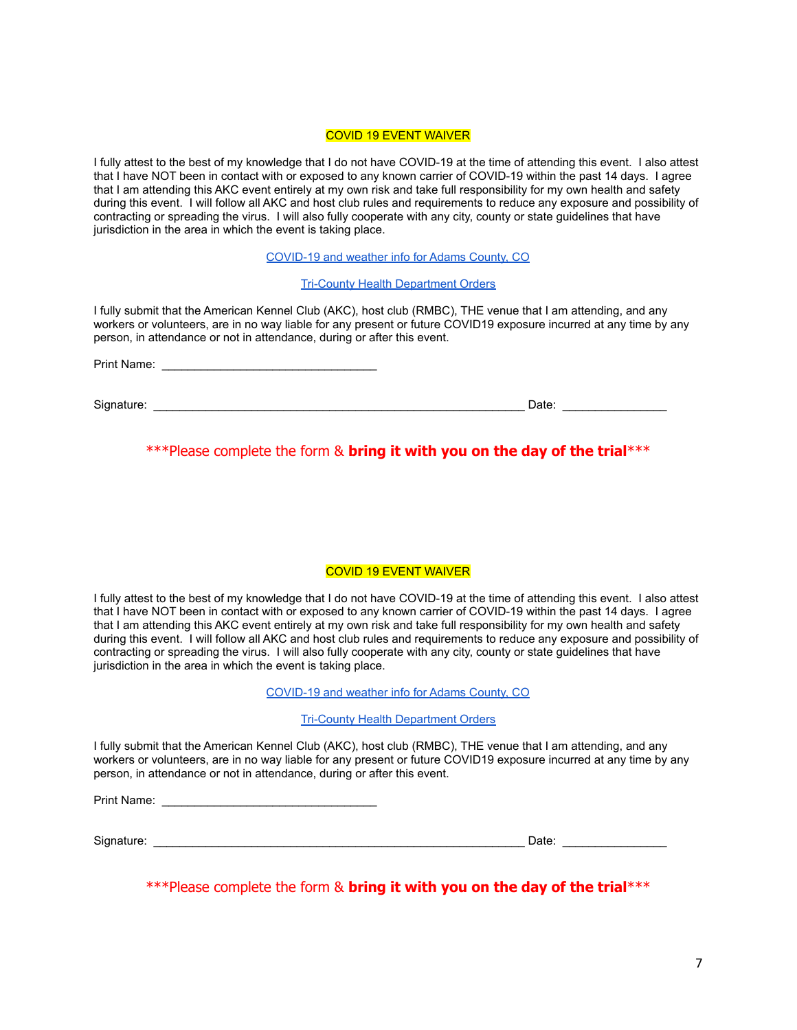## COVID 19 EVENT WAIVER

I fully attest to the best of my knowledge that I do not have COVID-19 at the time of attending this event. I also attest that I have NOT been in contact with or exposed to any known carrier of COVID-19 within the past 14 days. I agree that I am attending this AKC event entirely at my own risk and take full responsibility for my own health and safety during this event. I will follow all AKC and host club rules and requirements to reduce any exposure and possibility of contracting or spreading the virus. I will also fully cooperate with any city, county or state guidelines that have jurisdiction in the area in which the event is taking place.

COVID-19 and weather info for Adams County, CO

Tri-County Health Department Orders

I fully submit that the American Kennel Club (AKC), host club (RMBC), THE venue that I am attending, and any workers or volunteers, are in no way liable for any present or future COVID19 exposure incurred at any time by any person, in attendance or not in attendance, during or after this event.

Print Name: ________________________________

Signature: ________________________________________________________ Date: _______________

***Please complete the form & **bring it with you on the day of the trial*****

## COVID 19 EVENT WAIVER

I fully attest to the best of my knowledge that I do not have COVID-19 at the time of attending this event. I also attest that I have NOT been in contact with or exposed to any known carrier of COVID-19 within the past 14 days. I agree that I am attending this AKC event entirely at my own risk and take full responsibility for my own health and safety during this event. I will follow all AKC and host club rules and requirements to reduce any exposure and possibility of contracting or spreading the virus. I will also fully cooperate with any city, county or state guidelines that have jurisdiction in the area in which the event is taking place.

COVID-19 and weather info for Adams County, CO

Tri-County Health Department Orders

I fully submit that the American Kennel Club (AKC), host club (RMBC), THE venue that I am attending, and any workers or volunteers, are in no way liable for any present or future COVID19 exposure incurred at any time by any person, in attendance or not in attendance, during or after this event.

Print Name: ________________________________

Signature: ________________________________________________________ Date: _______________

***Please complete the form & **bring it with you on the day of the trial*****